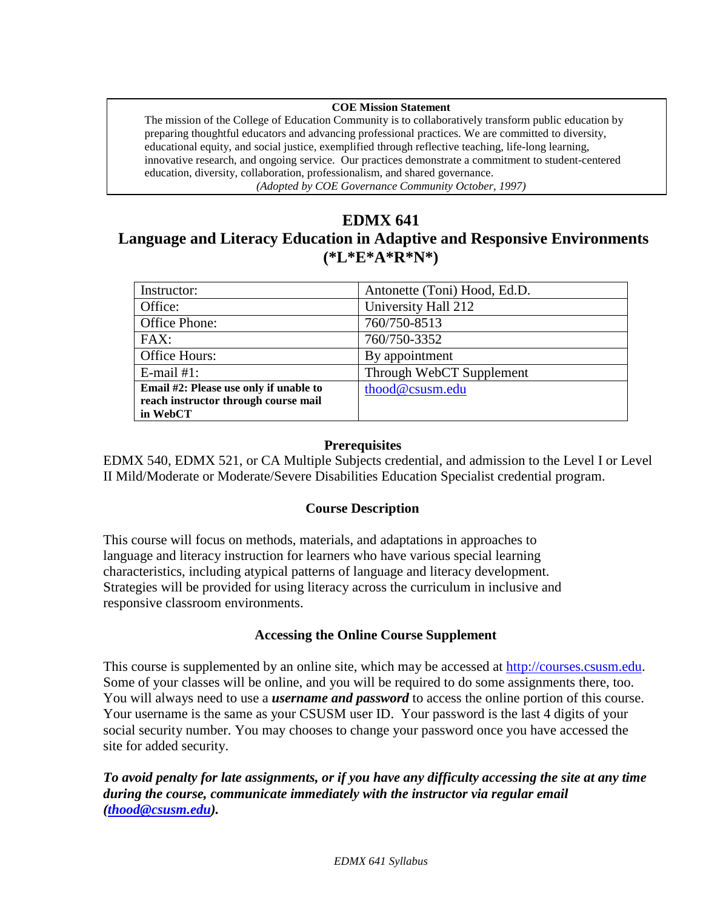**COE Mission Statement**

The mission of the College of Education Community is to collaboratively transform public education by preparing thoughtful educators and advancing professional practices. We are committed to diversity, educational equity, and social justice, exemplified through reflective teaching, life-long learning, innovative research, and ongoing service. Our practices demonstrate a commitment to student-centered education, diversity, collaboration, professionalism, and shared governance.

*(Adopted by COE Governance Community October, 1997)*

# EDMX 641
# Language and Literacy Education in Adaptive and Responsive Environments (*L*E*A*R*N*)

| | |
|---|---|
| Instructor: | Antonette (Toni) Hood, Ed.D. |
| Office: | University Hall 212 |
| Office Phone: | 760/750-8513 |
| FAX: | 760/750-3352 |
| Office Hours: | By appointment |
| E-mail #1: | Through WebCT Supplement |
| **Email #2: Please use only if unable to reach instructor through course mail in WebCT** | thood@csusm.edu |

### Prerequisites

EDMX 540, EDMX 521, or CA Multiple Subjects credential, and admission to the Level I or Level II Mild/Moderate or Moderate/Severe Disabilities Education Specialist credential program.

### Course Description

This course will focus on methods, materials, and adaptations in approaches to language and literacy instruction for learners who have various special learning characteristics, including atypical patterns of language and literacy development. Strategies will be provided for using literacy across the curriculum in inclusive and responsive classroom environments.

### Accessing the Online Course Supplement

This course is supplemented by an online site, which may be accessed at http://courses.csusm.edu. Some of your classes will be online, and you will be required to do some assignments there, too. You will always need to use a ***username and password*** to access the online portion of this course. Your username is the same as your CSUSM user ID. Your password is the last 4 digits of your social security number. You may chooses to change your password once you have accessed the site for added security.

***To avoid penalty for late assignments, or if you have any difficulty accessing the site at any time during the course, communicate immediately with the instructor via regular email (thood@csusm.edu).***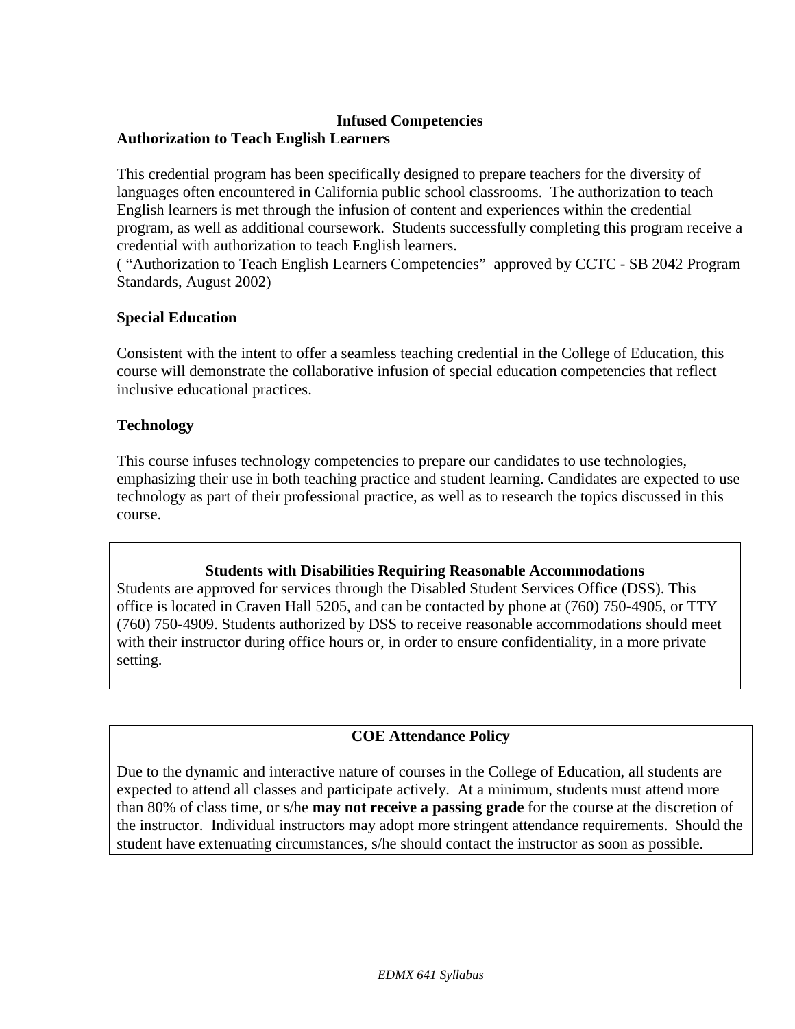## Infused Competencies

### Authorization to Teach English Learners

This credential program has been specifically designed to prepare teachers for the diversity of languages often encountered in California public school classrooms. The authorization to teach English learners is met through the infusion of content and experiences within the credential program, as well as additional coursework. Students successfully completing this program receive a credential with authorization to teach English learners.
( "Authorization to Teach English Learners Competencies" approved by CCTC - SB 2042 Program Standards, August 2002)

### Special Education

Consistent with the intent to offer a seamless teaching credential in the College of Education, this course will demonstrate the collaborative infusion of special education competencies that reflect inclusive educational practices.

### Technology

This course infuses technology competencies to prepare our candidates to use technologies, emphasizing their use in both teaching practice and student learning. Candidates are expected to use technology as part of their professional practice, as well as to research the topics discussed in this course.

### Students with Disabilities Requiring Reasonable Accommodations

Students are approved for services through the Disabled Student Services Office (DSS). This office is located in Craven Hall 5205, and can be contacted by phone at (760) 750-4905, or TTY (760) 750-4909. Students authorized by DSS to receive reasonable accommodations should meet with their instructor during office hours or, in order to ensure confidentiality, in a more private setting.

### COE Attendance Policy

Due to the dynamic and interactive nature of courses in the College of Education, all students are expected to attend all classes and participate actively. At a minimum, students must attend more than 80% of class time, or s/he **may not receive a passing grade** for the course at the discretion of the instructor. Individual instructors may adopt more stringent attendance requirements. Should the student have extenuating circumstances, s/he should contact the instructor as soon as possible.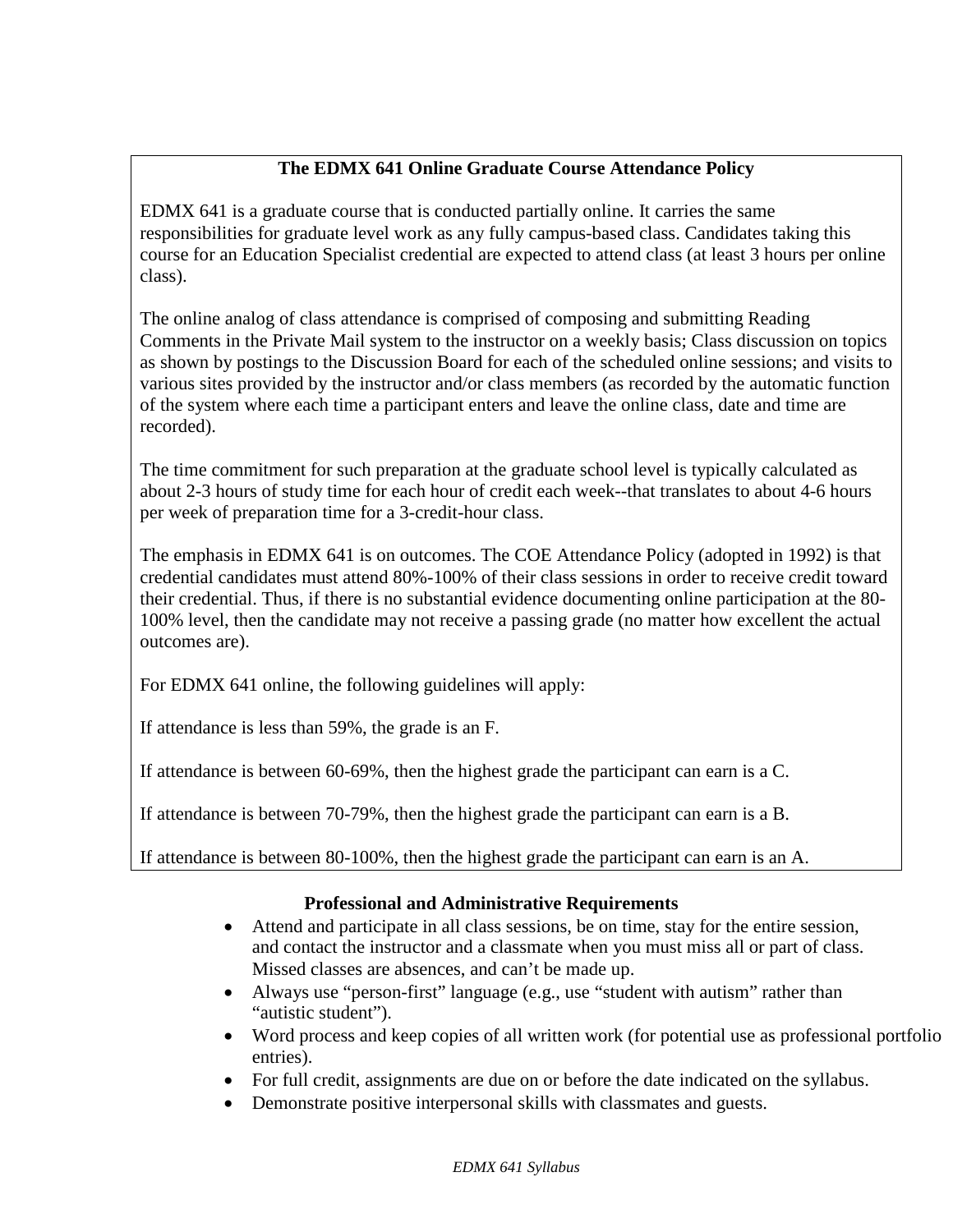### The EDMX 641 Online Graduate Course Attendance Policy

EDMX 641 is a graduate course that is conducted partially online. It carries the same responsibilities for graduate level work as any fully campus-based class. Candidates taking this course for an Education Specialist credential are expected to attend class (at least 3 hours per online class).

The online analog of class attendance is comprised of composing and submitting Reading Comments in the Private Mail system to the instructor on a weekly basis; Class discussion on topics as shown by postings to the Discussion Board for each of the scheduled online sessions; and visits to various sites provided by the instructor and/or class members (as recorded by the automatic function of the system where each time a participant enters and leave the online class, date and time are recorded).

The time commitment for such preparation at the graduate school level is typically calculated as about 2-3 hours of study time for each hour of credit each week--that translates to about 4-6 hours per week of preparation time for a 3-credit-hour class.

The emphasis in EDMX 641 is on outcomes. The COE Attendance Policy (adopted in 1992) is that credential candidates must attend 80%-100% of their class sessions in order to receive credit toward their credential. Thus, if there is no substantial evidence documenting online participation at the 80-100% level, then the candidate may not receive a passing grade (no matter how excellent the actual outcomes are).

For EDMX 641 online, the following guidelines will apply:

If attendance is less than 59%, the grade is an F.

If attendance is between 60-69%, then the highest grade the participant can earn is a C.

If attendance is between 70-79%, then the highest grade the participant can earn is a B.

If attendance is between 80-100%, then the highest grade the participant can earn is an A.

### Professional and Administrative Requirements

- Attend and participate in all class sessions, be on time, stay for the entire session, and contact the instructor and a classmate when you must miss all or part of class. Missed classes are absences, and can't be made up.
- Always use "person-first" language (e.g., use "student with autism" rather than "autistic student").
- Word process and keep copies of all written work (for potential use as professional portfolio entries).
- For full credit, assignments are due on or before the date indicated on the syllabus.
- Demonstrate positive interpersonal skills with classmates and guests.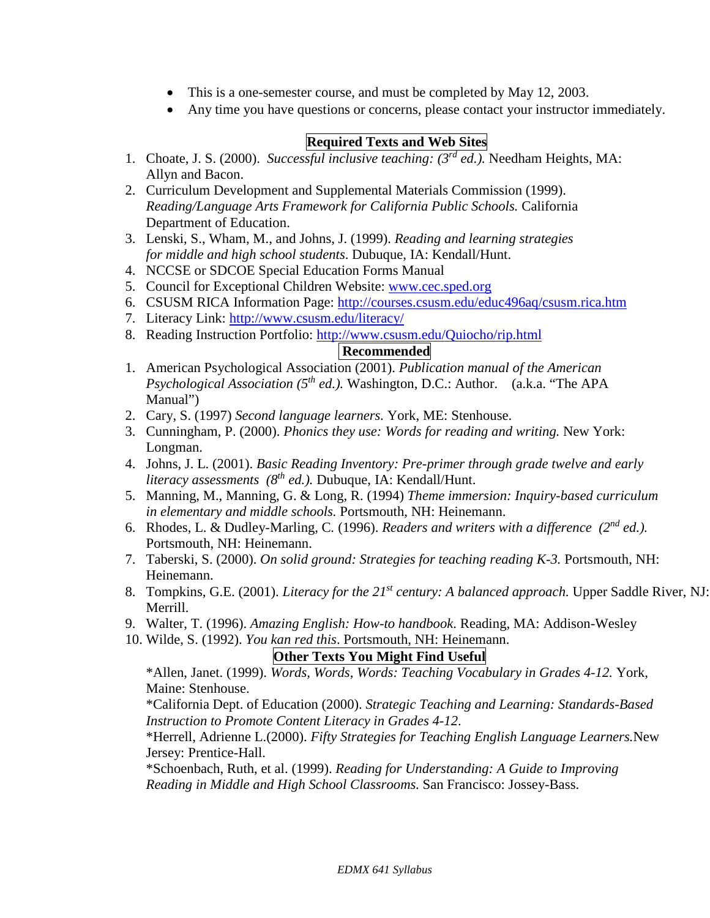- This is a one-semester course, and must be completed by May 12, 2003.
- Any time you have questions or concerns, please contact your instructor immediately.

## Required Texts and Web Sites

1. Choate, J. S. (2000). *Successful inclusive teaching: (3rd ed.).* Needham Heights, MA: Allyn and Bacon.
2. Curriculum Development and Supplemental Materials Commission (1999). *Reading/Language Arts Framework for California Public Schools.* California Department of Education.
3. Lenski, S., Wham, M., and Johns, J. (1999). *Reading and learning strategies for middle and high school students*. Dubuque, IA: Kendall/Hunt.
4. NCCSE or SDCOE Special Education Forms Manual
5. Council for Exceptional Children Website: www.cec.sped.org
6. CSUSM RICA Information Page: http://courses.csusm.edu/educ496aq/csusm.rica.htm
7. Literacy Link: http://www.csusm.edu/literacy/
8. Reading Instruction Portfolio: http://www.csusm.edu/Quiocho/rip.html

## Recommended

1. American Psychological Association (2001). *Publication manual of the American Psychological Association (5th ed.).* Washington, D.C.: Author. (a.k.a. "The APA Manual")
2. Cary, S. (1997) *Second language learners.* York, ME: Stenhouse.
3. Cunningham, P. (2000). *Phonics they use: Words for reading and writing.* New York: Longman.
4. Johns, J. L. (2001). *Basic Reading Inventory: Pre-primer through grade twelve and early literacy assessments (8th ed.).* Dubuque, IA: Kendall/Hunt.
5. Manning, M., Manning, G. & Long, R. (1994) *Theme immersion: Inquiry-based curriculum in elementary and middle schools.* Portsmouth, NH: Heinemann.
6. Rhodes, L. & Dudley-Marling, C. (1996). *Readers and writers with a difference (2nd ed.).* Portsmouth, NH: Heinemann.
7. Taberski, S. (2000). *On solid ground: Strategies for teaching reading K-3.* Portsmouth, NH: Heinemann.
8. Tompkins, G.E. (2001). *Literacy for the 21st century: A balanced approach.* Upper Saddle River, NJ: Merrill.
9. Walter, T. (1996). *Amazing English: How-to handbook.* Reading, MA: Addison-Wesley
10. Wilde, S. (1992). *You kan red this*. Portsmouth, NH: Heinemann.

## Other Texts You Might Find Useful

*Allen, Janet. (1999). *Words, Words, Words: Teaching Vocabulary in Grades 4-12.* York, Maine: Stenhouse.

*California Dept. of Education (2000). *Strategic Teaching and Learning: Standards-Based Instruction to Promote Content Literacy in Grades 4-12.*

*Herrell, Adrienne L.(2000). *Fifty Strategies for Teaching English Language Learners.* New Jersey: Prentice-Hall.

*Schoenbach, Ruth, et al. (1999). *Reading for Understanding: A Guide to Improving Reading in Middle and High School Classrooms.* San Francisco: Jossey-Bass.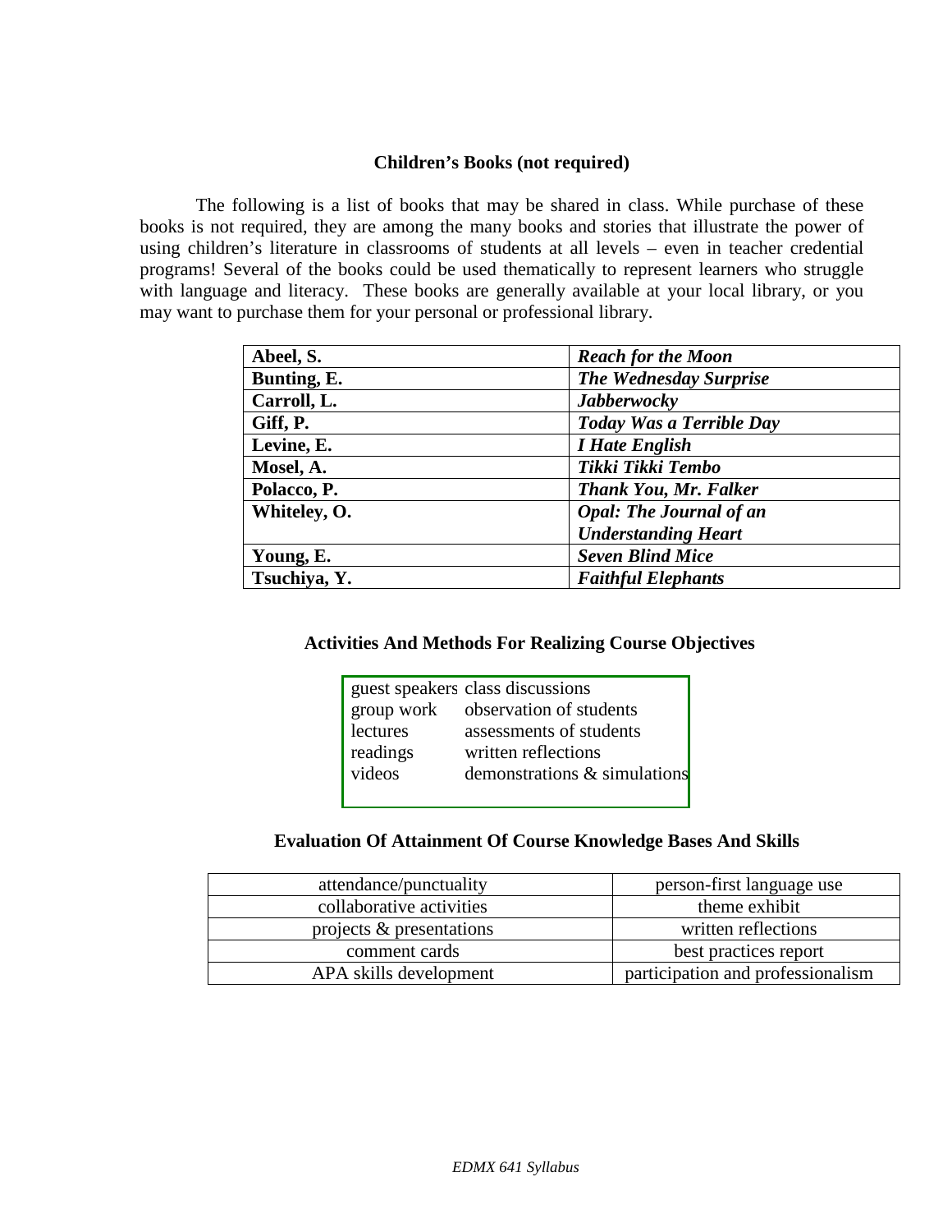## Children's Books (not required)

The following is a list of books that may be shared in class. While purchase of these books is not required, they are among the many books and stories that illustrate the power of using children's literature in classrooms of students at all levels – even in teacher credential programs! Several of the books could be used thematically to represent learners who struggle with language and literacy. These books are generally available at your local library, or you may want to purchase them for your personal or professional library.

| | |
|---|---|
| **Abeel, S.** | ***Reach for the Moon*** |
| **Bunting, E.** | ***The Wednesday Surprise*** |
| **Carroll, L.** | ***Jabberwocky*** |
| **Giff, P.** | ***Today Was a Terrible Day*** |
| **Levine, E.** | ***I Hate English*** |
| **Mosel, A.** | ***Tikki Tikki Tembo*** |
| **Polacco, P.** | ***Thank You, Mr. Falker*** |
| **Whiteley, O.** | ***Opal: The Journal of an Understanding Heart*** |
| **Young, E.** | ***Seven Blind Mice*** |
| **Tsuchiya, Y.** | ***Faithful Elephants*** |

## Activities And Methods For Realizing Course Objectives

| | |
|---|---|
| guest speakers | class discussions |
| group work | observation of students |
| lectures | assessments of students |
| readings | written reflections |
| videos | demonstrations & simulations |

## Evaluation Of Attainment Of Course Knowledge Bases And Skills

| | |
|---|---|
| attendance/punctuality | person-first language use |
| collaborative activities | theme exhibit |
| projects & presentations | written reflections |
| comment cards | best practices report |
| APA skills development | participation and professionalism |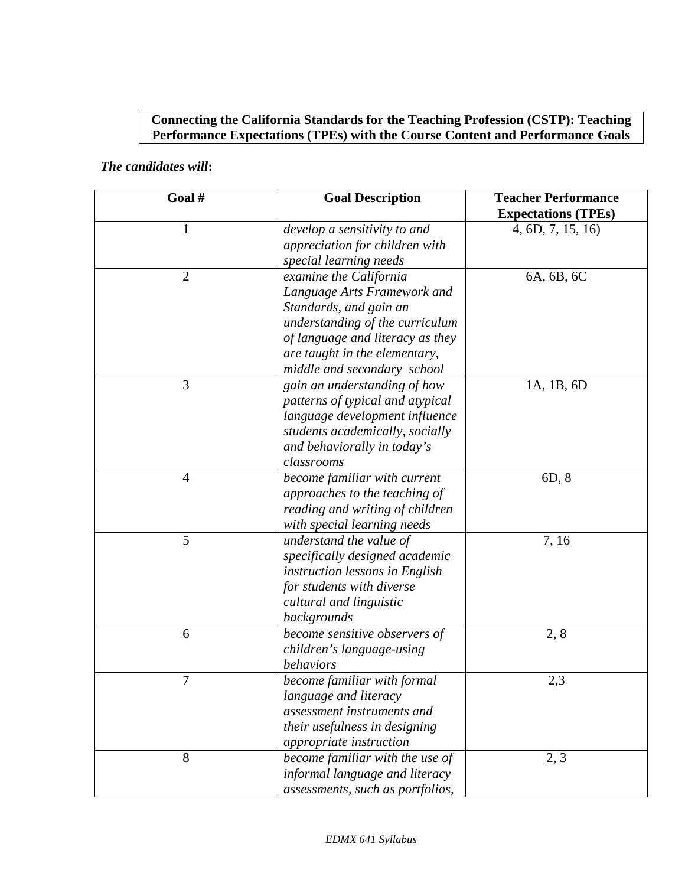**Connecting the California Standards for the Teaching Profession (CSTP): Teaching Performance Expectations (TPEs) with the Course Content and Performance Goals**

***The candidates will*:**

| Goal # | Goal Description | Teacher Performance Expectations (TPEs) |
|---|---|---|
| 1 | *develop a sensitivity to and appreciation for children with special learning needs* | 4, 6D, 7, 15, 16) |
| 2 | *examine the California Language Arts Framework and Standards, and gain an understanding of the curriculum of language and literacy as they are taught in the elementary, middle and secondary school* | 6A, 6B, 6C |
| 3 | *gain an understanding of how patterns of typical and atypical language development influence students academically, socially and behaviorally in today's classrooms* | 1A, 1B, 6D |
| 4 | *become familiar with current approaches to the teaching of reading and writing of children with special learning needs* | 6D, 8 |
| 5 | *understand the value of specifically designed academic instruction lessons in English for students with diverse cultural and linguistic backgrounds* | 7, 16 |
| 6 | *become sensitive observers of children's language-using behaviors* | 2, 8 |
| 7 | *become familiar with formal language and literacy assessment instruments and their usefulness in designing appropriate instruction* | 2,3 |
| 8 | *become familiar with the use of informal language and literacy assessments, such as portfolios,* | 2, 3 |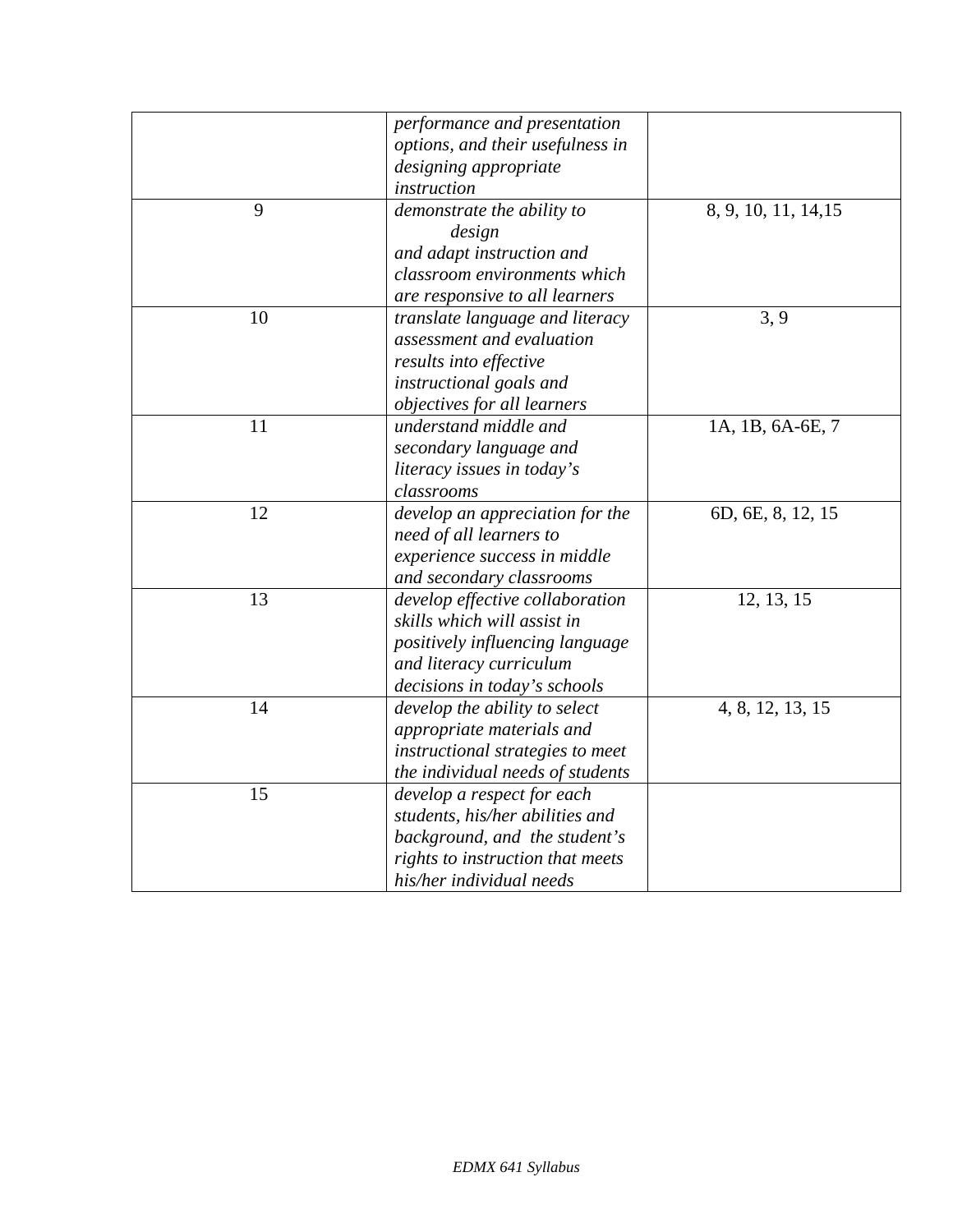| | | |
|---|---|---|
| | *performance and presentation options, and their usefulness in designing appropriate instruction* | |
| 9 | *demonstrate the ability to design and adapt instruction and classroom environments which are responsive to all learners* | 8, 9, 10, 11, 14,15 |
| 10 | *translate language and literacy assessment and evaluation results into effective instructional goals and objectives for all learners* | 3, 9 |
| 11 | *understand middle and secondary language and literacy issues in today's classrooms* | 1A, 1B, 6A-6E, 7 |
| 12 | *develop an appreciation for the need of all learners to experience success in middle and secondary classrooms* | 6D, 6E, 8, 12, 15 |
| 13 | *develop effective collaboration skills which will assist in positively influencing language and literacy curriculum decisions in today's schools* | 12, 13, 15 |
| 14 | *develop the ability to select appropriate materials and instructional strategies to meet the individual needs of students* | 4, 8, 12, 13, 15 |
| 15 | *develop a respect for each students, his/her abilities and background, and the student's rights to instruction that meets his/her individual needs* | |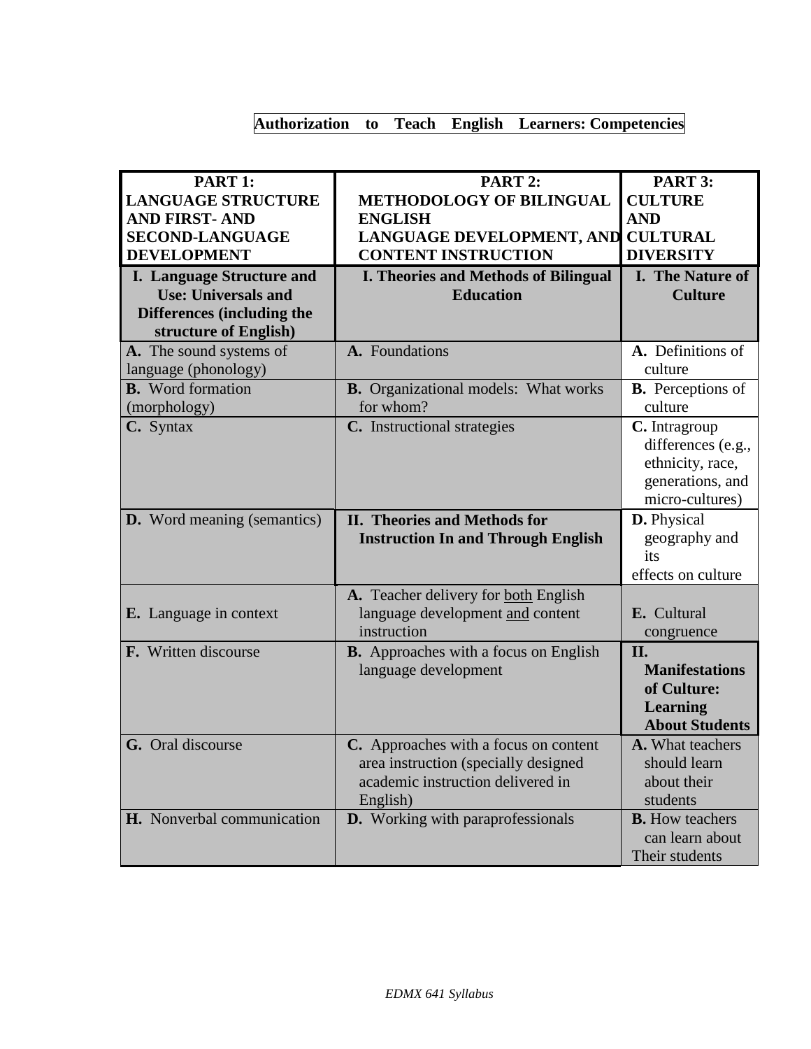**Authorization to Teach English Learners: Competencies**

| PART 1: LANGUAGE STRUCTURE AND FIRST- AND SECOND-LANGUAGE DEVELOPMENT | PART 2: METHODOLOGY OF BILINGUAL ENGLISH LANGUAGE DEVELOPMENT, AND CONTENT INSTRUCTION | PART 3: CULTURE AND CULTURAL DIVERSITY |
|---|---|---|
| **I. Language Structure and Use: Universals and Differences (including the structure of English)** | **I. Theories and Methods of Bilingual Education** | **I. The Nature of Culture** |
| **A.** The sound systems of language (phonology) | **A.** Foundations | **A.** Definitions of culture |
| **B.** Word formation (morphology) | **B.** Organizational models: What works for whom? | **B.** Perceptions of culture |
| **C.** Syntax | **C.** Instructional strategies | **C.** Intragroup differences (e.g., ethnicity, race, generations, and micro-cultures) |
| **D.** Word meaning (semantics) | **II. Theories and Methods for Instruction In and Through English** | **D.** Physical geography and its effects on culture |
| **E.** Language in context | **A.** Teacher delivery for both English language development and content instruction | **E.** Cultural congruence |
| **F.** Written discourse | **B.** Approaches with a focus on English language development | **II. Manifestations of Culture: Learning About Students** |
| **G.** Oral discourse | **C.** Approaches with a focus on content area instruction (specially designed academic instruction delivered in English) | **A.** What teachers should learn about their students |
| **H.** Nonverbal communication | **D.** Working with paraprofessionals | **B.** How teachers can learn about Their students |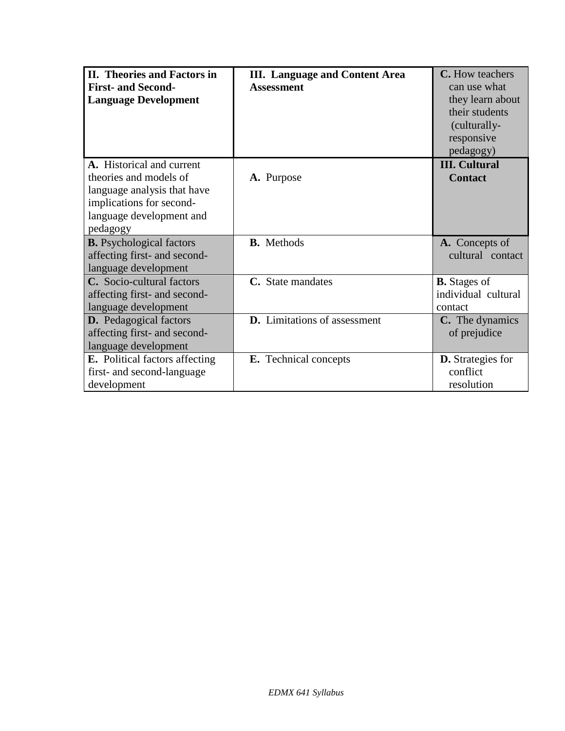| **II. Theories and Factors in First- and Second-Language Development** | **III. Language and Content Area Assessment** | **C.** How teachers can use what they learn about their students (culturally-responsive pedagogy) |
|---|---|---|
| **A.** Historical and current theories and models of language analysis that have implications for second-language development and pedagogy | **A.** Purpose | **III. Cultural Contact** |
| **B.** Psychological factors affecting first- and second-language development | **B.** Methods | **A.** Concepts of cultural contact |
| **C.** Socio-cultural factors affecting first- and second-language development | **C.** State mandates | **B.** Stages of individual cultural contact |
| **D.** Pedagogical factors affecting first- and second-language development | **D.** Limitations of assessment | **C.** The dynamics of prejudice |
| **E.** Political factors affecting first- and second-language development | **E.** Technical concepts | **D.** Strategies for conflict resolution |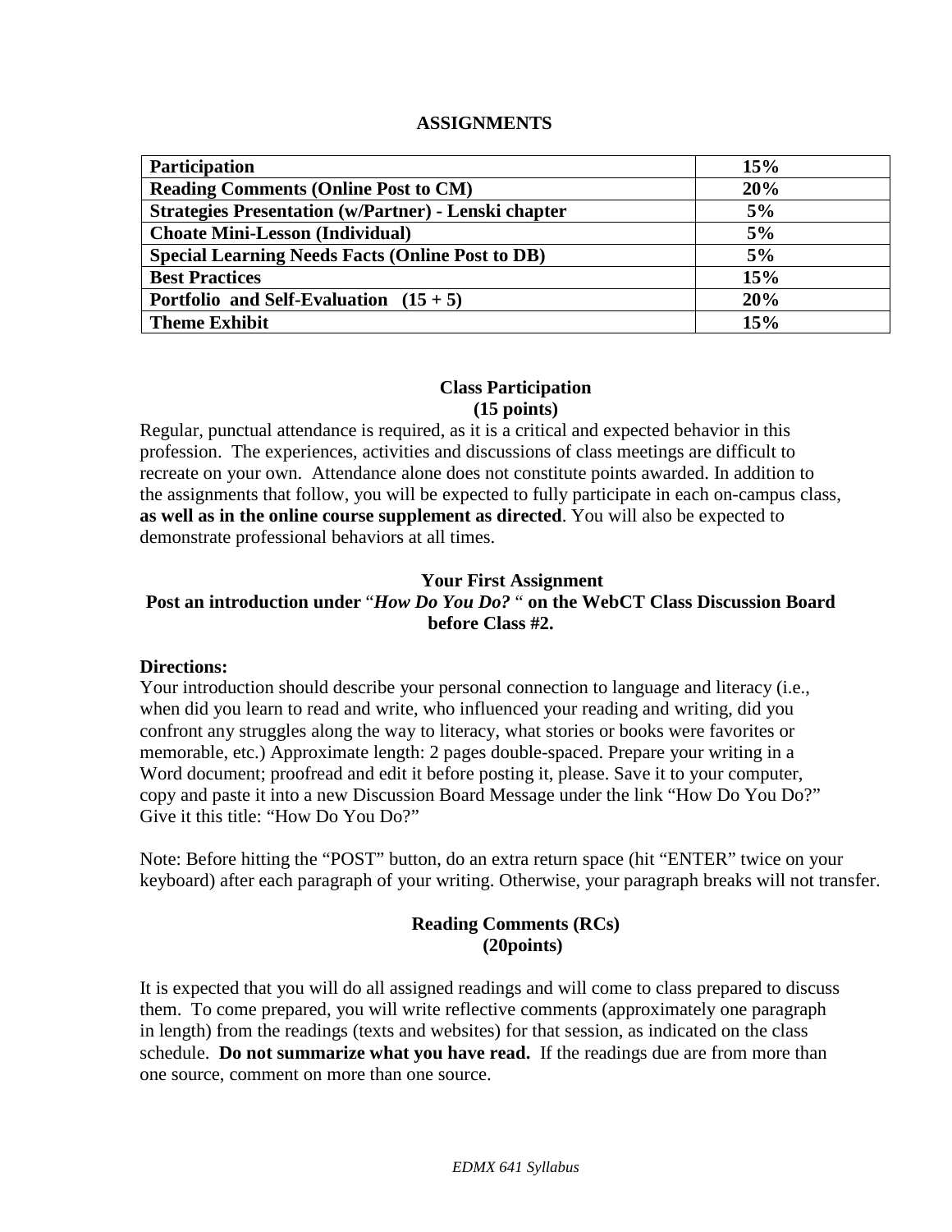## ASSIGNMENTS

| **Participation** | **15%** |
|---|---|
| **Reading Comments (Online Post to CM)** | **20%** |
| **Strategies Presentation (w/Partner) - Lenski chapter** | **5%** |
| **Choate Mini-Lesson (Individual)** | **5%** |
| **Special Learning Needs Facts (Online Post to DB)** | **5%** |
| **Best Practices** | **15%** |
| **Portfolio and Self-Evaluation (15 + 5)** | **20%** |
| **Theme Exhibit** | **15%** |

### Class Participation
**(15 points)**

Regular, punctual attendance is required, as it is a critical and expected behavior in this profession. The experiences, activities and discussions of class meetings are difficult to recreate on your own. Attendance alone does not constitute points awarded. In addition to the assignments that follow, you will be expected to fully participate in each on-campus class, **as well as in the online course supplement as directed**. You will also be expected to demonstrate professional behaviors at all times.

### Your First Assignment
**Post an introduction under "*How Do You Do?*" on the WebCT Class Discussion Board before Class #2.**

**Directions:**
Your introduction should describe your personal connection to language and literacy (i.e., when did you learn to read and write, who influenced your reading and writing, did you confront any struggles along the way to literacy, what stories or books were favorites or memorable, etc.) Approximate length: 2 pages double-spaced. Prepare your writing in a Word document; proofread and edit it before posting it, please. Save it to your computer, copy and paste it into a new Discussion Board Message under the link "How Do You Do?" Give it this title: "How Do You Do?"

Note: Before hitting the "POST" button, do an extra return space (hit "ENTER" twice on your keyboard) after each paragraph of your writing. Otherwise, your paragraph breaks will not transfer.

### Reading Comments (RCs)
**(20points)**

It is expected that you will do all assigned readings and will come to class prepared to discuss them. To come prepared, you will write reflective comments (approximately one paragraph in length) from the readings (texts and websites) for that session, as indicated on the class schedule. **Do not summarize what you have read.** If the readings due are from more than one source, comment on more than one source.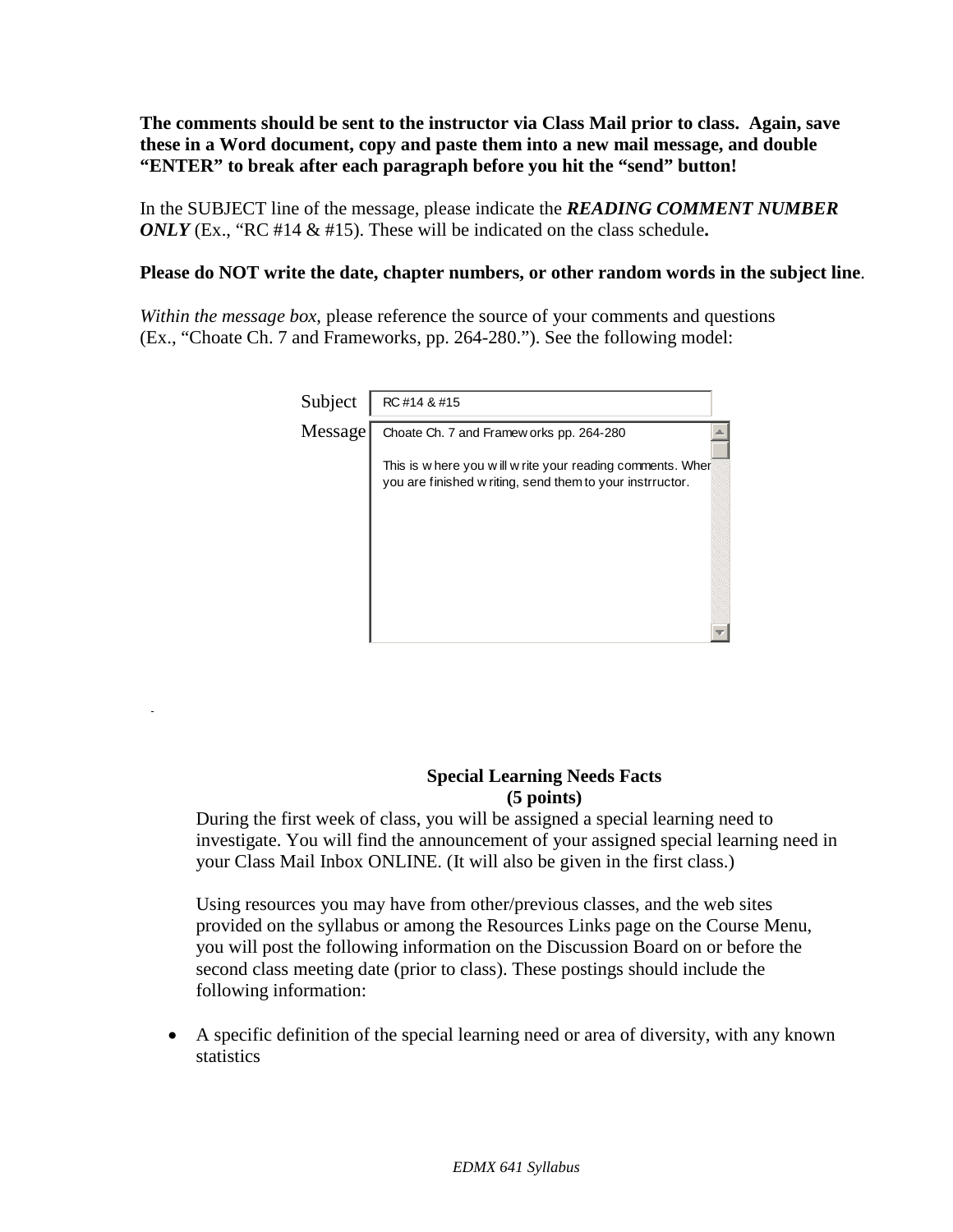**The comments should be sent to the instructor via Class Mail prior to class. Again, save these in a Word document, copy and paste them into a new mail message, and double "ENTER" to break after each paragraph before you hit the "send" button!**

In the SUBJECT line of the message, please indicate the ***READING COMMENT NUMBER ONLY*** (Ex., "RC #14 & #15). These will be indicated on the class schedule**.**

**Please do NOT write the date, chapter numbers, or other random words in the subject line**.

*Within the message box,* please reference the source of your comments and questions (Ex., "Choate Ch. 7 and Frameworks, pp. 264-280."). See the following model:

| | |
|---|---|
| Subject | RC #14 & #15 |
| Message | Choate Ch. 7 and Frameworks pp. 264-280<br><br>This is where you will write your reading comments. When you are finished writing, send them to your instrructor. |

### Special Learning Needs Facts
**(5 points)**

During the first week of class, you will be assigned a special learning need to investigate. You will find the announcement of your assigned special learning need in your Class Mail Inbox ONLINE. (It will also be given in the first class.)

Using resources you may have from other/previous classes, and the web sites provided on the syllabus or among the Resources Links page on the Course Menu, you will post the following information on the Discussion Board on or before the second class meeting date (prior to class). These postings should include the following information:

- A specific definition of the special learning need or area of diversity, with any known statistics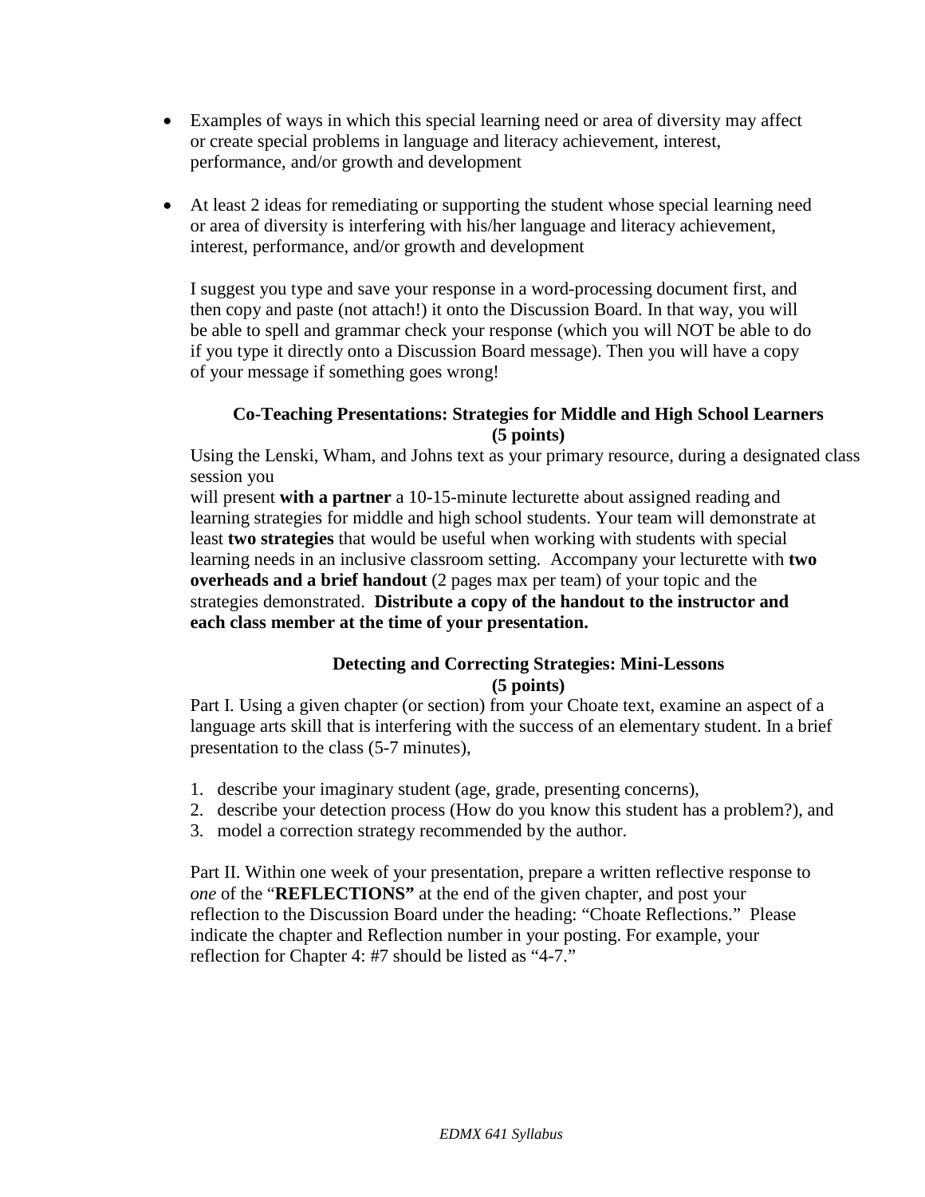- Examples of ways in which this special learning need or area of diversity may affect or create special problems in language and literacy achievement, interest, performance, and/or growth and development

- At least 2 ideas for remediating or supporting the student whose special learning need or area of diversity is interfering with his/her language and literacy achievement, interest, performance, and/or growth and development

I suggest you type and save your response in a word-processing document first, and then copy and paste (not attach!) it onto the Discussion Board. In that way, you will be able to spell and grammar check your response (which you will NOT be able to do if you type it directly onto a Discussion Board message). Then you will have a copy of your message if something goes wrong!

**Co-Teaching Presentations: Strategies for Middle and High School Learners (5 points)**

Using the Lenski, Wham, and Johns text as your primary resource, during a designated class session you will present **with a partner** a 10-15-minute lecturette about assigned reading and learning strategies for middle and high school students. Your team will demonstrate at least **two strategies** that would be useful when working with students with special learning needs in an inclusive classroom setting. Accompany your lecturette with **two overheads and a brief handout** (2 pages max per team) of your topic and the strategies demonstrated. **Distribute a copy of the handout to the instructor and each class member at the time of your presentation.**

**Detecting and Correcting Strategies: Mini-Lessons (5 points)**

Part I. Using a given chapter (or section) from your Choate text, examine an aspect of a language arts skill that is interfering with the success of an elementary student. In a brief presentation to the class (5-7 minutes),

1. describe your imaginary student (age, grade, presenting concerns),
2. describe your detection process (How do you know this student has a problem?), and
3. model a correction strategy recommended by the author.

Part II. Within one week of your presentation, prepare a written reflective response to *one* of the "**REFLECTIONS"** at the end of the given chapter, and post your reflection to the Discussion Board under the heading: "Choate Reflections." Please indicate the chapter and Reflection number in your posting. For example, your reflection for Chapter 4: #7 should be listed as "4-7."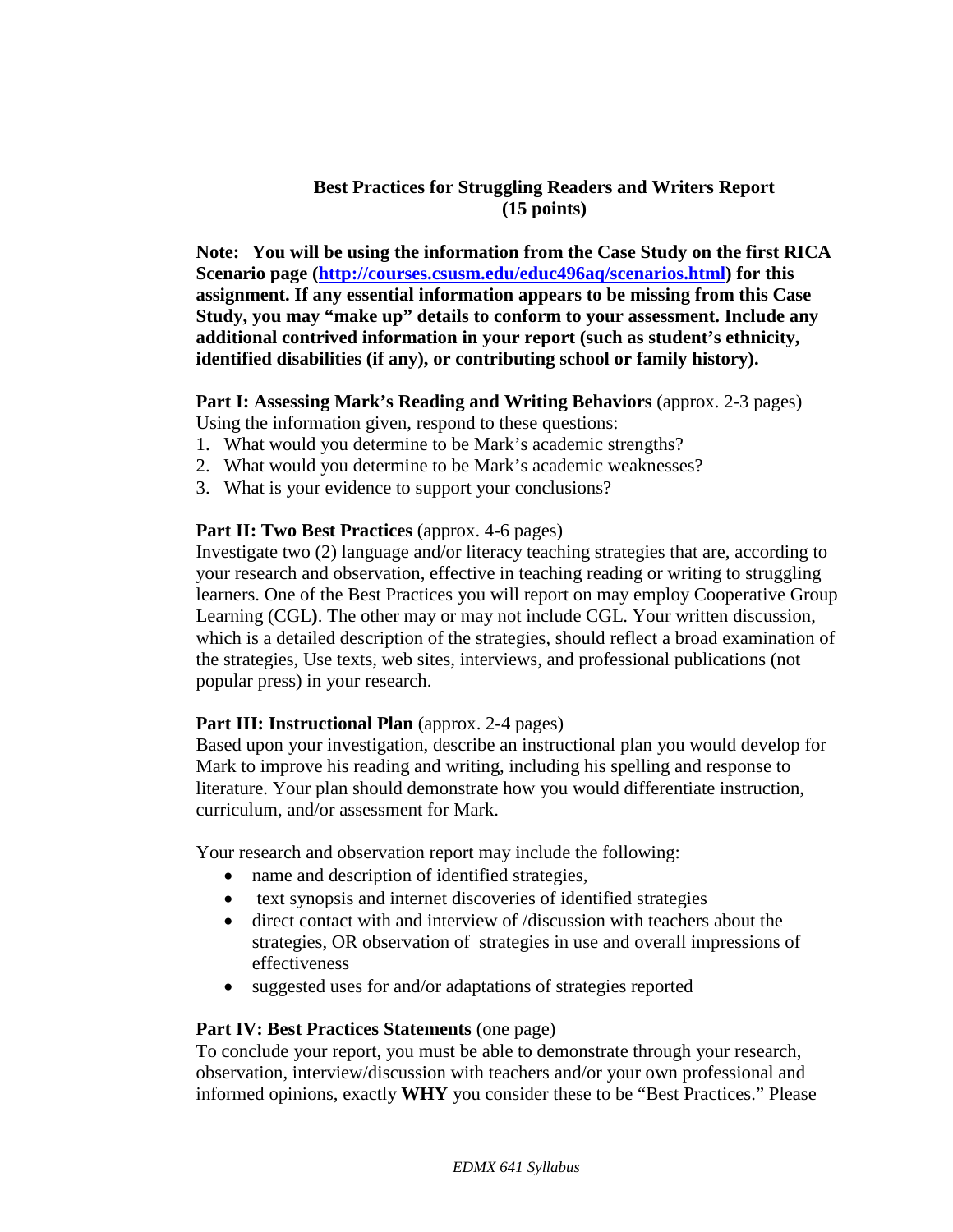**Best Practices for Struggling Readers and Writers Report**
**(15 points)**

**Note: You will be using the information from the Case Study on the first RICA Scenario page ([http://courses.csusm.edu/educ496aq/scenarios.html](http://courses.csusm.edu/educ496aq/scenarios.html)) for this assignment. If any essential information appears to be missing from this Case Study, you may "make up" details to conform to your assessment. Include any additional contrived information in your report (such as student's ethnicity, identified disabilities (if any), or contributing school or family history).**

**Part I: Assessing Mark's Reading and Writing Behaviors** (approx. 2-3 pages)
Using the information given, respond to these questions:

1. What would you determine to be Mark's academic strengths?
2. What would you determine to be Mark's academic weaknesses?
3. What is your evidence to support your conclusions?

**Part II: Two Best Practices** (approx. 4-6 pages)
Investigate two (2) language and/or literacy teaching strategies that are, according to your research and observation, effective in teaching reading or writing to struggling learners. One of the Best Practices you will report on may employ Cooperative Group Learning (CGL**)**. The other may or may not include CGL. Your written discussion, which is a detailed description of the strategies, should reflect a broad examination of the strategies, Use texts, web sites, interviews, and professional publications (not popular press) in your research.

**Part III: Instructional Plan** (approx. 2-4 pages)
Based upon your investigation, describe an instructional plan you would develop for Mark to improve his reading and writing, including his spelling and response to literature. Your plan should demonstrate how you would differentiate instruction, curriculum, and/or assessment for Mark.

Your research and observation report may include the following:

- name and description of identified strategies,
- text synopsis and internet discoveries of identified strategies
- direct contact with and interview of /discussion with teachers about the strategies, OR observation of strategies in use and overall impressions of effectiveness
- suggested uses for and/or adaptations of strategies reported

**Part IV: Best Practices Statements** (one page)
To conclude your report, you must be able to demonstrate through your research, observation, interview/discussion with teachers and/or your own professional and informed opinions, exactly **WHY** you consider these to be "Best Practices." Please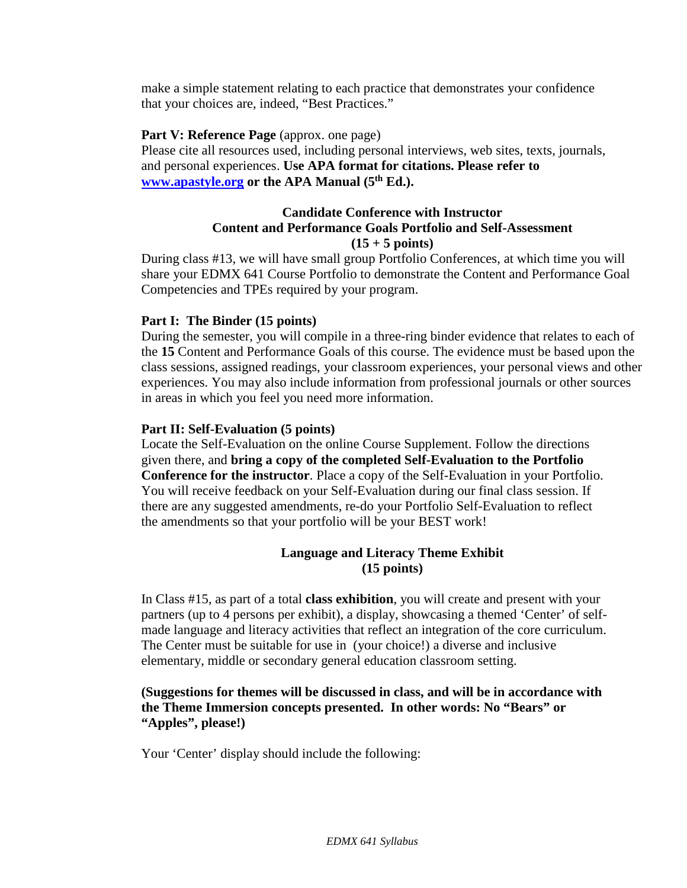make a simple statement relating to each practice that demonstrates your confidence that your choices are, indeed, "Best Practices."

**Part V: Reference Page** (approx. one page)
Please cite all resources used, including personal interviews, web sites, texts, journals, and personal experiences. **Use APA format for citations. Please refer to [www.apastyle.org](http://www.apastyle.org) or the APA Manual (5th Ed.).**

**Candidate Conference with Instructor**
**Content and Performance Goals Portfolio and Self-Assessment**
**(15 + 5 points)**

During class #13, we will have small group Portfolio Conferences, at which time you will share your EDMX 641 Course Portfolio to demonstrate the Content and Performance Goal Competencies and TPEs required by your program.

**Part I: The Binder (15 points)**
During the semester, you will compile in a three-ring binder evidence that relates to each of the **15** Content and Performance Goals of this course. The evidence must be based upon the class sessions, assigned readings, your classroom experiences, your personal views and other experiences. You may also include information from professional journals or other sources in areas in which you feel you need more information.

**Part II: Self-Evaluation (5 points)**
Locate the Self-Evaluation on the online Course Supplement. Follow the directions given there, and **bring a copy of the completed Self-Evaluation to the Portfolio Conference for the instructor**. Place a copy of the Self-Evaluation in your Portfolio. You will receive feedback on your Self-Evaluation during our final class session. If there are any suggested amendments, re-do your Portfolio Self-Evaluation to reflect the amendments so that your portfolio will be your BEST work!

**Language and Literacy Theme Exhibit**
**(15 points)**

In Class #15, as part of a total **class exhibition**, you will create and present with your partners (up to 4 persons per exhibit), a display, showcasing a themed 'Center' of self-made language and literacy activities that reflect an integration of the core curriculum. The Center must be suitable for use in (your choice!) a diverse and inclusive elementary, middle or secondary general education classroom setting.

**(Suggestions for themes will be discussed in class, and will be in accordance with the Theme Immersion concepts presented. In other words: No "Bears" or "Apples", please!)**

Your 'Center' display should include the following: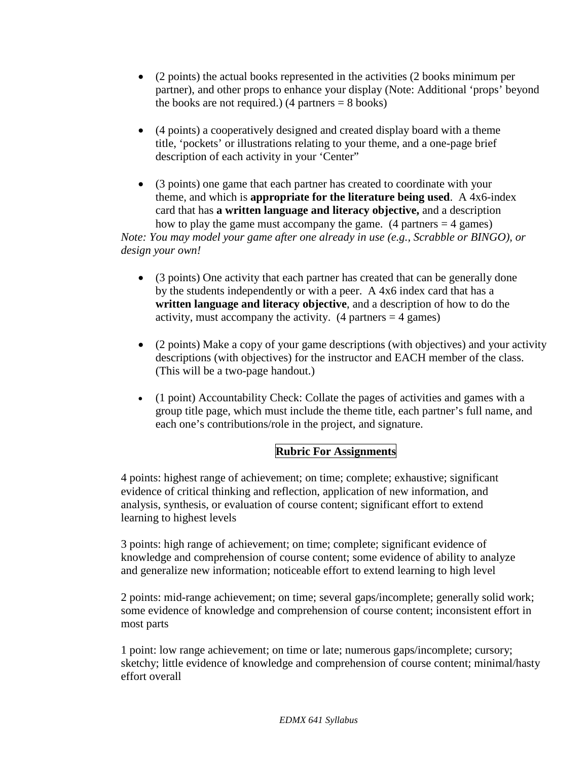- (2 points) the actual books represented in the activities (2 books minimum per partner), and other props to enhance your display (Note: Additional 'props' beyond the books are not required.) (4 partners = 8 books)

- (4 points) a cooperatively designed and created display board with a theme title, 'pockets' or illustrations relating to your theme, and a one-page brief description of each activity in your 'Center"

- (3 points) one game that each partner has created to coordinate with your theme, and which is **appropriate for the literature being used**. A 4x6-index card that has **a written language and literacy objective,** and a description how to play the game must accompany the game. (4 partners = 4 games)

*Note: You may model your game after one already in use (e.g., Scrabble or BINGO), or design your own!*

- (3 points) One activity that each partner has created that can be generally done by the students independently or with a peer. A 4x6 index card that has a **written language and literacy objective**, and a description of how to do the activity, must accompany the activity. (4 partners = 4 games)

- (2 points) Make a copy of your game descriptions (with objectives) and your activity descriptions (with objectives) for the instructor and EACH member of the class. (This will be a two-page handout.)

- (1 point) Accountability Check: Collate the pages of activities and games with a group title page, which must include the theme title, each partner's full name, and each one's contributions/role in the project, and signature.

## Rubric For Assignments

4 points: highest range of achievement; on time; complete; exhaustive; significant evidence of critical thinking and reflection, application of new information, and analysis, synthesis, or evaluation of course content; significant effort to extend learning to highest levels

3 points: high range of achievement; on time; complete; significant evidence of knowledge and comprehension of course content; some evidence of ability to analyze and generalize new information; noticeable effort to extend learning to high level

2 points: mid-range achievement; on time; several gaps/incomplete; generally solid work; some evidence of knowledge and comprehension of course content; inconsistent effort in most parts

1 point: low range achievement; on time or late; numerous gaps/incomplete; cursory; sketchy; little evidence of knowledge and comprehension of course content; minimal/hasty effort overall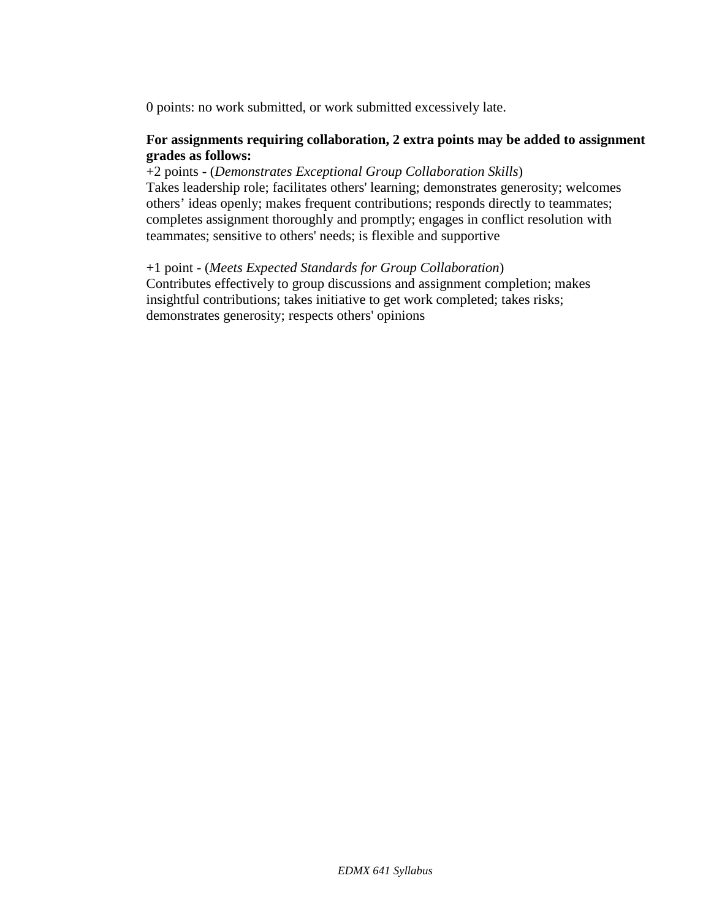0 points: no work submitted, or work submitted excessively late.

**For assignments requiring collaboration, 2 extra points may be added to assignment grades as follows:**

+2 points - (*Demonstrates Exceptional Group Collaboration Skills*)
Takes leadership role; facilitates others' learning; demonstrates generosity; welcomes others' ideas openly; makes frequent contributions; responds directly to teammates; completes assignment thoroughly and promptly; engages in conflict resolution with teammates; sensitive to others' needs; is flexible and supportive

+1 point - (*Meets Expected Standards for Group Collaboration*)
Contributes effectively to group discussions and assignment completion; makes insightful contributions; takes initiative to get work completed; takes risks; demonstrates generosity; respects others' opinions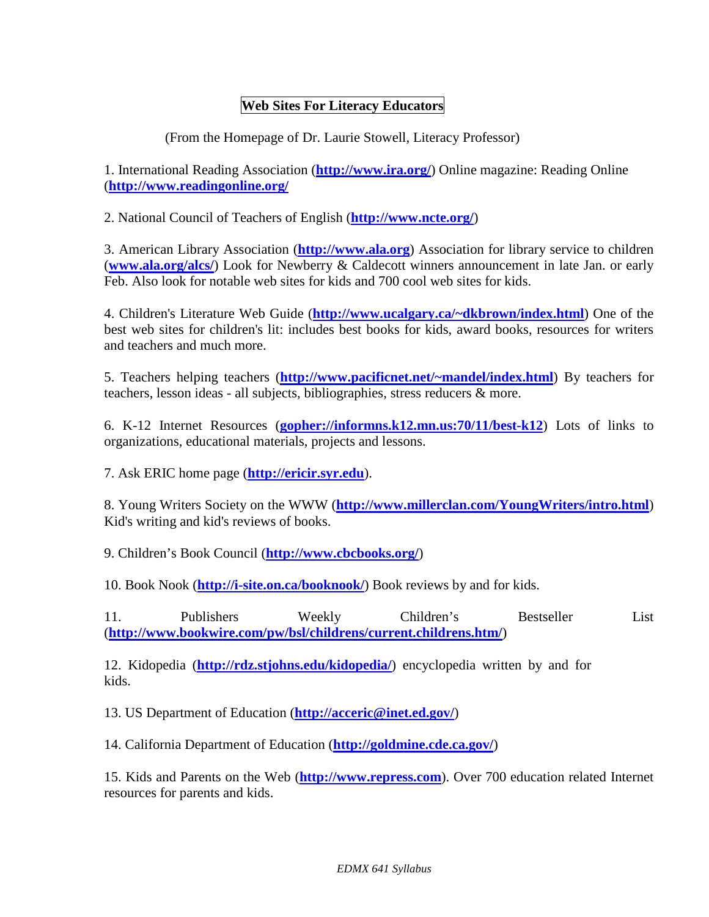# Web Sites For Literacy Educators

(From the Homepage of Dr. Laurie Stowell, Literacy Professor)

1. International Reading Association (**http://www.ira.org/**) Online magazine: Reading Online (**http://www.readingonline.org/**

2. National Council of Teachers of English (**http://www.ncte.org/**)

3. American Library Association (**http://www.ala.org**) Association for library service to children (**www.ala.org/alcs/**) Look for Newberry & Caldecott winners announcement in late Jan. or early Feb. Also look for notable web sites for kids and 700 cool web sites for kids.

4. Children's Literature Web Guide (**http://www.ucalgary.ca/~dkbrown/index.html**) One of the best web sites for children's lit: includes best books for kids, award books, resources for writers and teachers and much more.

5. Teachers helping teachers (**http://www.pacificnet.net/~mandel/index.html**) By teachers for teachers, lesson ideas - all subjects, bibliographies, stress reducers & more.

6. K-12 Internet Resources (**gopher://informns.k12.mn.us:70/11/best-k12**) Lots of links to organizations, educational materials, projects and lessons.

7. Ask ERIC home page (**http://ericir.syr.edu**).

8. Young Writers Society on the WWW (**http://www.millerclan.com/YoungWriters/intro.html**) Kid's writing and kid's reviews of books.

9. Children's Book Council (**http://www.cbcbooks.org/**)

10. Book Nook (**http://i-site.on.ca/booknook/**) Book reviews by and for kids.

11. Publishers Weekly Children's Bestseller List (**http://www.bookwire.com/pw/bsl/childrens/current.childrens.htm/**)

12. Kidopedia (**http://rdz.stjohns.edu/kidopedia/**) encyclopedia written by and for kids.

13. US Department of Education (**http://acceric@inet.ed.gov/**)

14. California Department of Education (**http://goldmine.cde.ca.gov/**)

15. Kids and Parents on the Web (**http://www.repress.com**). Over 700 education related Internet resources for parents and kids.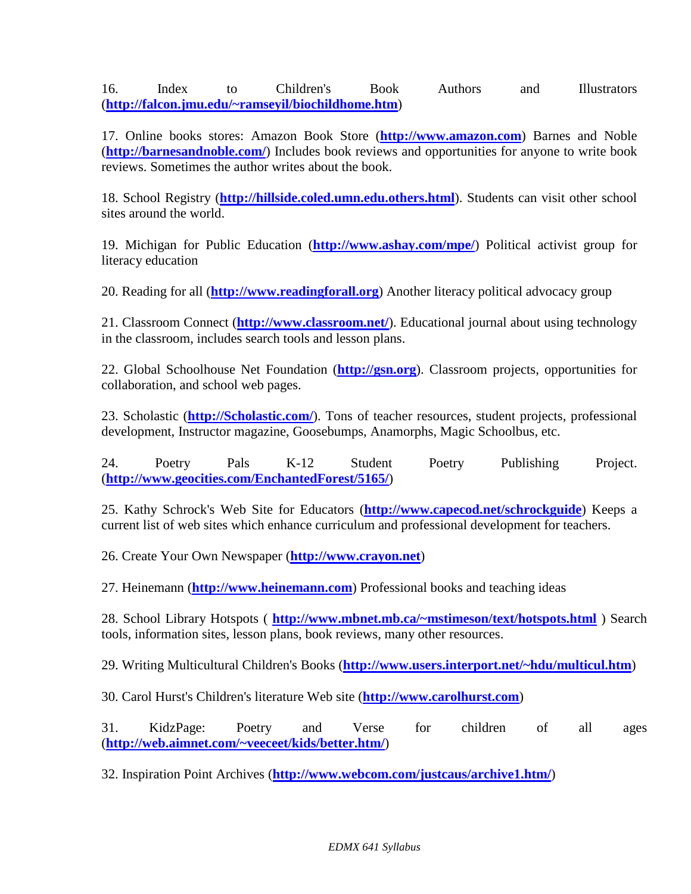16. Index to Children's Book Authors and Illustrators (**http://falcon.jmu.edu/~ramseyil/biochildhome.htm**)

17. Online books stores: Amazon Book Store (**http://www.amazon.com**) Barnes and Noble (**http://barnesandnoble.com/**) Includes book reviews and opportunities for anyone to write book reviews. Sometimes the author writes about the book.

18. School Registry (**http://hillside.coled.umn.edu.others.html**). Students can visit other school sites around the world.

19. Michigan for Public Education (**http://www.ashay.com/mpe/**) Political activist group for literacy education

20. Reading for all (**http://www.readingforall.org**) Another literacy political advocacy group

21. Classroom Connect (**http://www.classroom.net/**). Educational journal about using technology in the classroom, includes search tools and lesson plans.

22. Global Schoolhouse Net Foundation (**http://gsn.org**). Classroom projects, opportunities for collaboration, and school web pages.

23. Scholastic (**http://Scholastic.com/**). Tons of teacher resources, student projects, professional development, Instructor magazine, Goosebumps, Anamorphs, Magic Schoolbus, etc.

24. Poetry Pals K-12 Student Poetry Publishing Project. (**http://www.geocities.com/EnchantedForest/5165/**)

25. Kathy Schrock's Web Site for Educators (**http://www.capecod.net/schrockguide**) Keeps a current list of web sites which enhance curriculum and professional development for teachers.

26. Create Your Own Newspaper (**http://www.crayon.net**)

27. Heinemann (**http://www.heinemann.com**) Professional books and teaching ideas

28. School Library Hotspots ( **http://www.mbnet.mb.ca/~mstimeson/text/hotspots.html** ) Search tools, information sites, lesson plans, book reviews, many other resources.

29. Writing Multicultural Children's Books (**http://www.users.interport.net/~hdu/multicul.htm**)

30. Carol Hurst's Children's literature Web site (**http://www.carolhurst.com**)

31. KidzPage: Poetry and Verse for children of all ages (**http://web.aimnet.com/~veeceet/kids/better.htm/**)

32. Inspiration Point Archives (**http://www.webcom.com/justcaus/archive1.htm/**)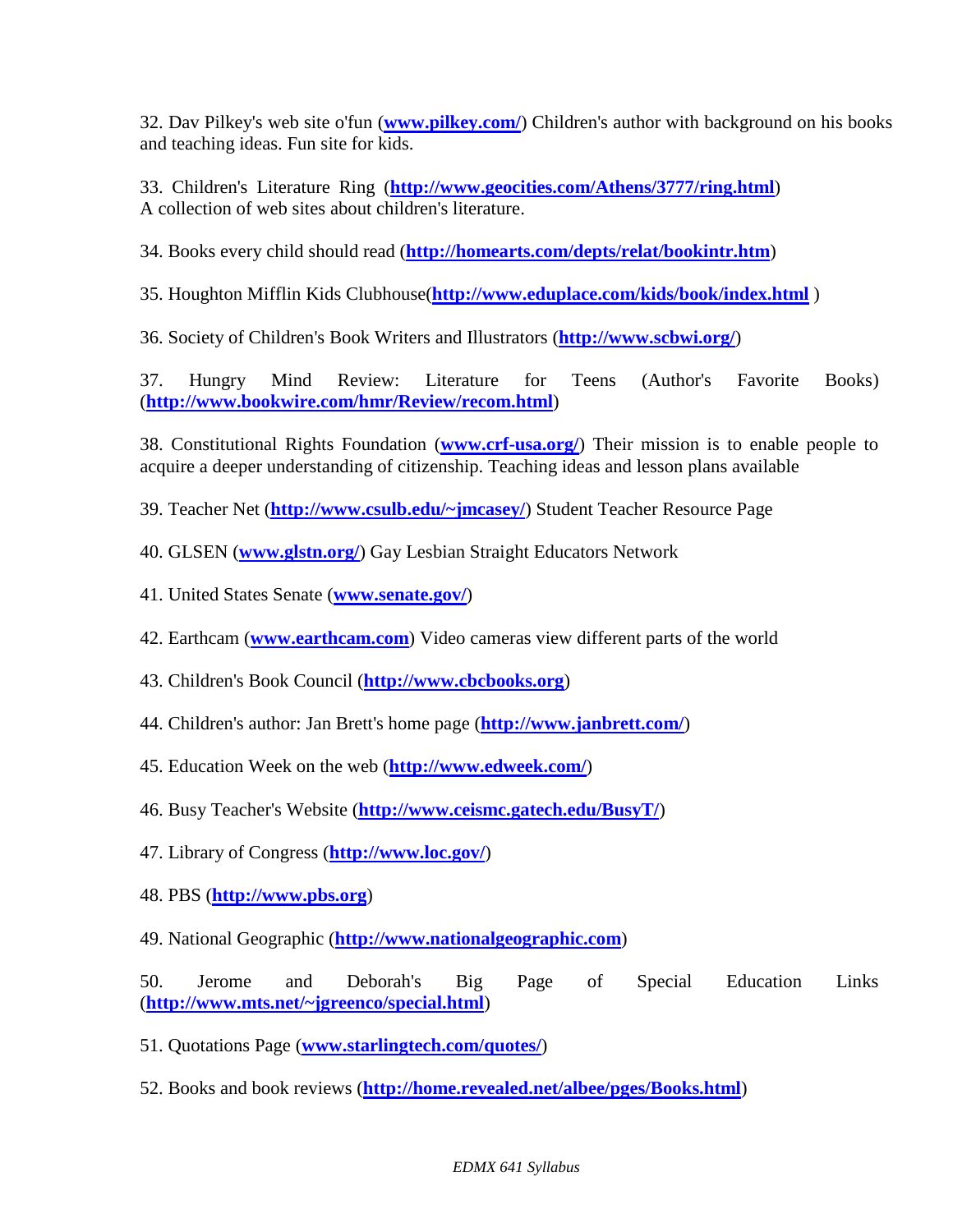32. Dav Pilkey's web site o'fun (**www.pilkey.com/**) Children's author with background on his books and teaching ideas. Fun site for kids.

33. Children's Literature Ring (**http://www.geocities.com/Athens/3777/ring.html**) A collection of web sites about children's literature.

34. Books every child should read (**http://homearts.com/depts/relat/bookintr.htm**)

35. Houghton Mifflin Kids Clubhouse(**http://www.eduplace.com/kids/book/index.html** )

36. Society of Children's Book Writers and Illustrators (**http://www.scbwi.org/**)

37. Hungry Mind Review: Literature for Teens (Author's Favorite Books) (**http://www.bookwire.com/hmr/Review/recom.html**)

38. Constitutional Rights Foundation (**www.crf-usa.org/**) Their mission is to enable people to acquire a deeper understanding of citizenship. Teaching ideas and lesson plans available

39. Teacher Net (**http://www.csulb.edu/~jmcasey/**) Student Teacher Resource Page

40. GLSEN (**www.glstn.org/**) Gay Lesbian Straight Educators Network

41. United States Senate (**www.senate.gov/**)

42. Earthcam (**www.earthcam.com**) Video cameras view different parts of the world

43. Children's Book Council (**http://www.cbcbooks.org**)

44. Children's author: Jan Brett's home page (**http://www.janbrett.com/**)

45. Education Week on the web (**http://www.edweek.com/**)

46. Busy Teacher's Website (**http://www.ceismc.gatech.edu/BusyT/**)

47. Library of Congress (**http://www.loc.gov/**)

48. PBS (**http://www.pbs.org**)

49. National Geographic (**http://www.nationalgeographic.com**)

50. Jerome and Deborah's Big Page of Special Education Links (**http://www.mts.net/~jgreenco/special.html**)

51. Quotations Page (**www.starlingtech.com/quotes/**)

52. Books and book reviews (**http://home.revealed.net/albee/pges/Books.html**)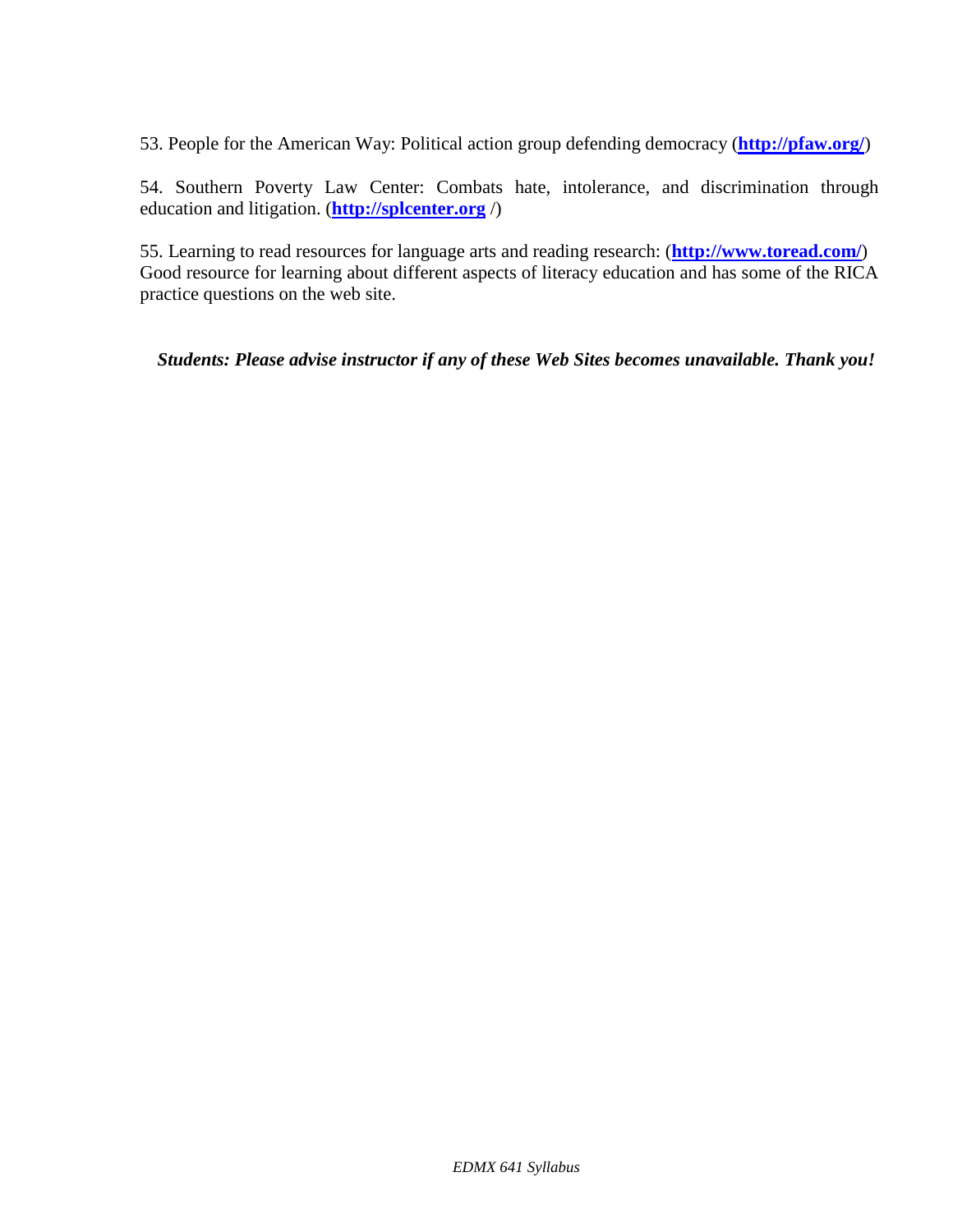53. People for the American Way: Political action group defending democracy (**http://pfaw.org/**)

54. Southern Poverty Law Center: Combats hate, intolerance, and discrimination through education and litigation. (**http://splcenter.org** /)

55. Learning to read resources for language arts and reading research: (**http://www.toread.com/**) Good resource for learning about different aspects of literacy education and has some of the RICA practice questions on the web site.

***Students: Please advise instructor if any of these Web Sites becomes unavailable. Thank you!***